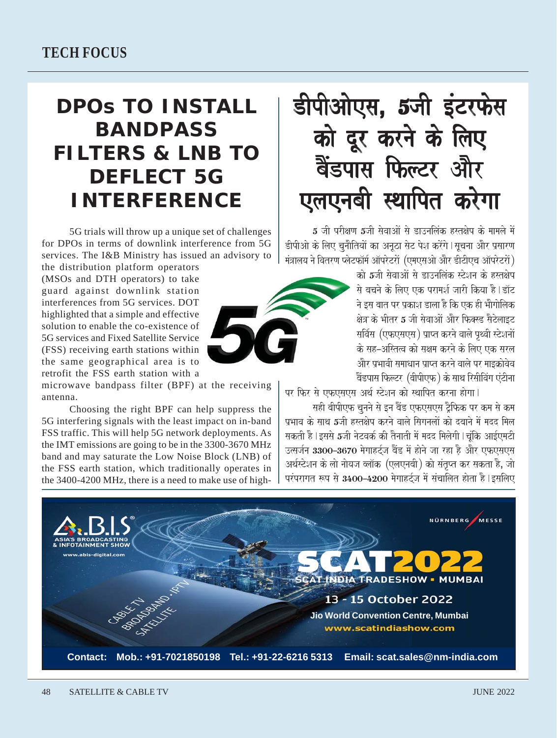# DPOs TO INSTALL BANDPASS FILTERS & LNB TO DEFLECT 5G INTERFERENCE

5G trials will throw up a unique set of challenges for DPOs in terms of downlink interference from 5G services. The I&B Ministry has issued an advisory to the distribution platform operators (MSOs and DTH operators) to take guard against downlink station interferences from 5G services. DOT highlighted that a simple and effective solution to enable the co-existence of 5G services and Fixed Satellite Service (FSS) receiving earth stations within the same geographical area is to retrofit the FSS earth station with a microwave bandpass filter (BPF) at the receiving antenna.

Choosing the right BPF can help suppress the 5G interfering signals with the least impact on in-band FSS traffic. This will help 5G network deployments. As the IMT emissions are going to be in the 3300-3670 MHz band and may saturate the Low Noise Block (LNB) of the FSS earth station, which traditionally operates in the 3400-4200 MHz, there is a need to make use of high-

# डीपीओएस, 5जी इंटरफेस को दूर करने के लिए बैंडपास फिल्टर और एलएनबी स्थापित करेगा

5 जी परीक्षण 5जी सेवाओं से डाउनलिंक हस्तक्षेप के मामले में डीपीओ के लिए चुनौतियों का अनूठा सेट पेश करेंगे। सूचना और प्रसारण मंत्रालय ने वितरण प्लेटफॉर्म ऑपरेटरों (एमएसओ और डीटीएच ऑपरेटरों) को 5जी सेवाओं से डाउनलिंक स्टेशन के हस्तक्षेप से बचने के लिए एक परामर्श जारी किया है। डॉट ने इस बात पर प्रकाश डाला है कि एक ही भौगोलिक क्षेत्र के भीतर 5 जी सेवाओं और फिक्स्ड सैटेलाइट सर्विस (एफएसएस) प्राप्त करने वाले पृथ्वी स्टेशनों के सह-अस्तित्व को सक्षम करने के लिए एक सरल और प्रभावी समाधान प्राप्त करने वाले पर माइक्रोवेव बैंडपास फिल्टर (बीपीएफ) के साथ रिसीविंग एंटीना पर फिर से एफएसएस अर्थ स्टेशन को स्थापित करना होगा।

सही बीपीएफ चुनने से इन बैंड एफएसएस ट्रैफिक पर कम से कम प्रभाव के साथ 5जी हस्तक्षेप करने वाले सिगनलों को दबाने में मदद मिल सकती है। इससे 5जी नेटवर्क की तैनाती में मदद मिलेगी। चूंकि आईएमटी उत्सर्जन 3300-3670 मेगाहर्ट्ज बैंड में होने जा रहा है और एफएसएस अर्थस्टेशन के लो नोयज ब्लॉक (एलएनबी) को संतृप्त कर सकता है, जो परंपरागत रूप से 3400-4200 मेगाहर्ट्ज में संचालित होता है। इसलिए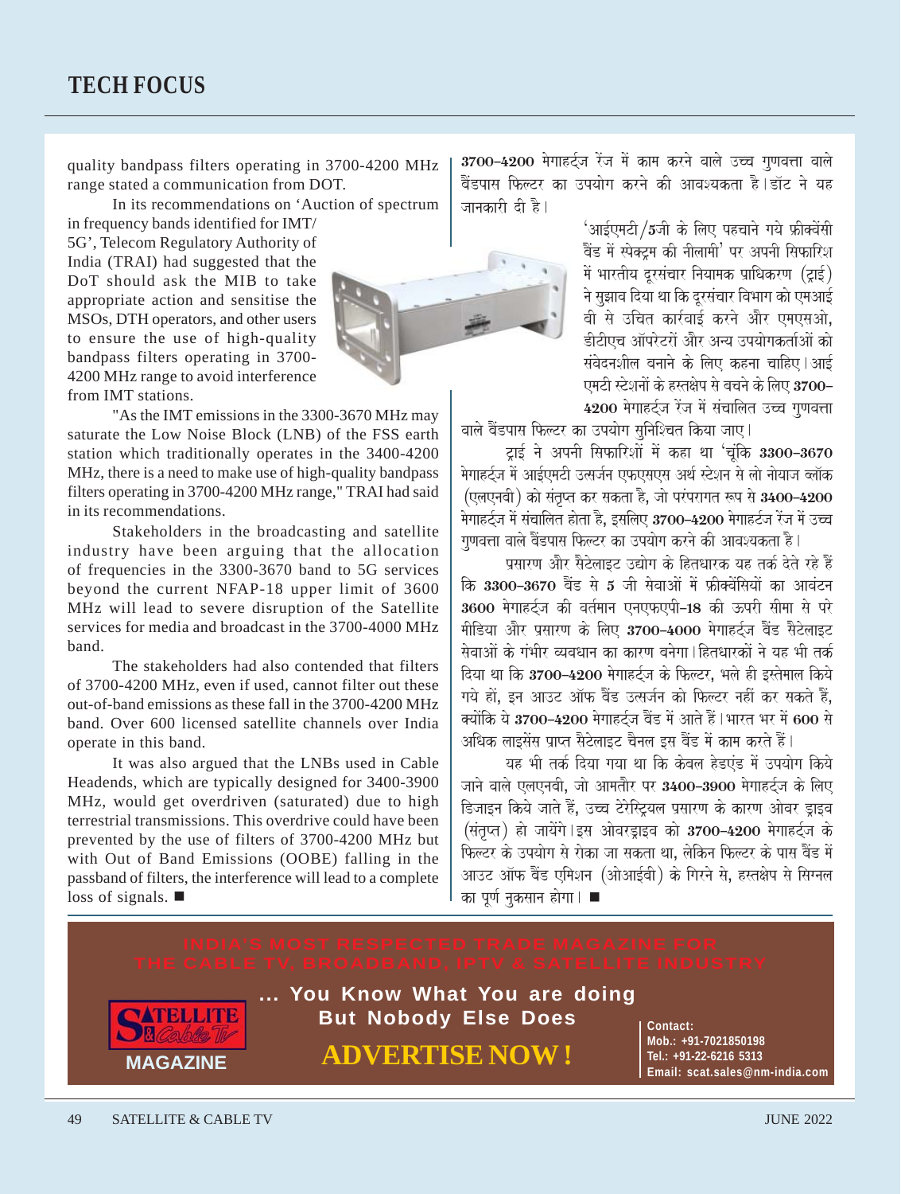quality bandpass filters operating in 3700-4200 MHz range stated a communication from DOT.

In its recommendations on 'Auction of spectrum in frequency bands identified for IMT/ 5G', Telecom Regulatory Authority of India (TRAI) had suggested that the DoT should ask the MIB to take appropriate action and sensitise the MSOs, DTH operators, and other users to ensure the use of high-quality bandpass filters operating in 3700-4200 MHz range to avoid interference from IMT stations.

"As the IMT emissions in the 3300-3670 MHz may saturate the Low Noise Block (LNB) of the FSS earth station which traditionally operates in the 3400-4200 MHz, there is a need to make use of high-quality bandpass filters operating in 3700-4200 MHz range," TRAI had said in its recommendations.

Stakeholders in the broadcasting and satellite industry have been arguing that the allocation of frequencies in the 3300-3670 band to 5G services beyond the current NFAP-18 upper limit of 3600 MHz will lead to severe disruption of the Satellite services for media and broadcast in the 3700-4000 MHz band.

The stakeholders had also contended that filters of 3700-4200 MHz, even if used, cannot filter out these out-of-band emissions as these fall in the 3700-4200 MHz band. Over 600 licensed satellite channels over India operate in this band.

It was also argued that the LNBs used in Cable Headends, which are typically designed for 3400-3900 MHz, would get overdriven (saturated) due to high terrestrial transmissions. This overdrive could have been prevented by the use of filters of 3700-4200 MHz but with Out of Band Emissions (OOBE) falling in the passband of filters, the interference will lead to a complete loss of signals. ■

**3700–4200** मेगाहर्ट्ज रेंज में काम करने वाले उच्च गुणवत्ता वाले बैंडपास फिल्टर का उपयोग करने की आवश्यकता है। डॉट ने यह जानकारी दी है।

'आईएमटी/5जी के लिए पहचाने गये फ्रीक्वेंसी बैंड में स्पेक्ट्रम की नीलामी' पर अपनी सिफारिश में भारतीय दूरसंचार नियामक प्राधिकरण (ट्राई) ने सुझाव दिया था कि दूरसंचार विभाग को एमआई बी से उचित कार्रवाई करने और एमएसओ, डीटीएच ऑपरेटरों और अन्य उपयोगकर्ताओं को संवेदनशील बनाने के लिए कहना चाहिए। आई एमटी स्टेशनों के हस्तक्षेप से बचने के लिए **3700–4200** मेगाहर्ट्ज रेंज में संचालित उच्च गुणवत्ता वाले बैंडपास फिल्टर का उपयोग सुनिश्चित किया जाए।

ट्राई ने अपनी सिफारिशों में कहा था 'चूंकि **3300–3670** मेगाहर्ट्ज में आईएमटी उत्सर्जन एफएसएस अर्थ स्टेशन से लो नोयाज ब्लॉक (एलएनबी) को संतृप्त कर सकता है, जो परंपरागत रूप से **3400–4200** मेगाहर्ट्ज में संचालित होता है, इसलिए **3700–4200** मेगाहर्ट्ज रेंज में उच्च गुणवत्ता वाले बैंडपास फिल्टर का उपयोग करने की आवश्यकता है।

प्रसारण और सैटेलाइट उद्योग के हितधारक यह तर्क देते रहे हैं कि **3300–3670** बैंड से **5** जी सेवाओं में फ्रीक्वेंसियों का आवंटन **3600** मेगाहर्ट्ज की वर्तमान एनएफएपी–**18** की ऊपरी सीमा से परे मीडिया और प्रसारण के लिए **3700–4000** मेगाहर्ट्ज बैंड सैटेलाइट सेवाओं के गंभीर व्यवधान का कारण बनेगा। हितधारकों ने यह भी तर्क दिया था कि **3700–4200** मेगाहर्ट्ज के फिल्टर, भले ही इस्तेमाल किये गये हों, इन आउट ऑफ बैंड उत्सर्जन को फिल्टर नहीं कर सकते हैं, क्योंकि ये **3700–4200** मेगाहर्ट्ज बैंड में आते हैं। भारत भर में **600** से अधिक लाइसेंस प्राप्त सैटेलाइट चैनल इस बैंड में काम करते हैं।

यह भी तर्क दिया गया था कि केवल हेडएंड में उपयोग किये जाने वाले एलएनबी, जो आमतौर पर **3400–3900** मेगाहर्ट्ज के लिए डिजाइन किये जाते हैं, उच्च टेरेस्ट्रियल प्रसारण के कारण ओवर ड्राइव (संतृप्त) हो जायेंगे। इस ओवरड्राइव को **3700–4200** मेगाहर्ट्ज के फिल्टर के उपयोग से रोका जा सकता था, लेकिन फिल्टर के पास बैंड में आउट ऑफ बैंड एमिशन (ओआईबी) के गिरने से, हस्तक्षेप से सिग्नल का पूर्ण नुकसान होगा। ■

INDIA'S MOST RESPECTED TRADE MAGAZINE FOR THE CABLE TV, BROADBAND, IPTV & SATELLITE INDUSTRY

SATELLITE & Cable TV MAGAZINE

**... You Know What You are doing But Nobody Else Does**

**ADVERTISE NOW!**

**Contact:**
**Mob.: +91-7021850198**
**Tel.: +91-22-6216 5313**
**Email: scat.sales@nm-india.com**